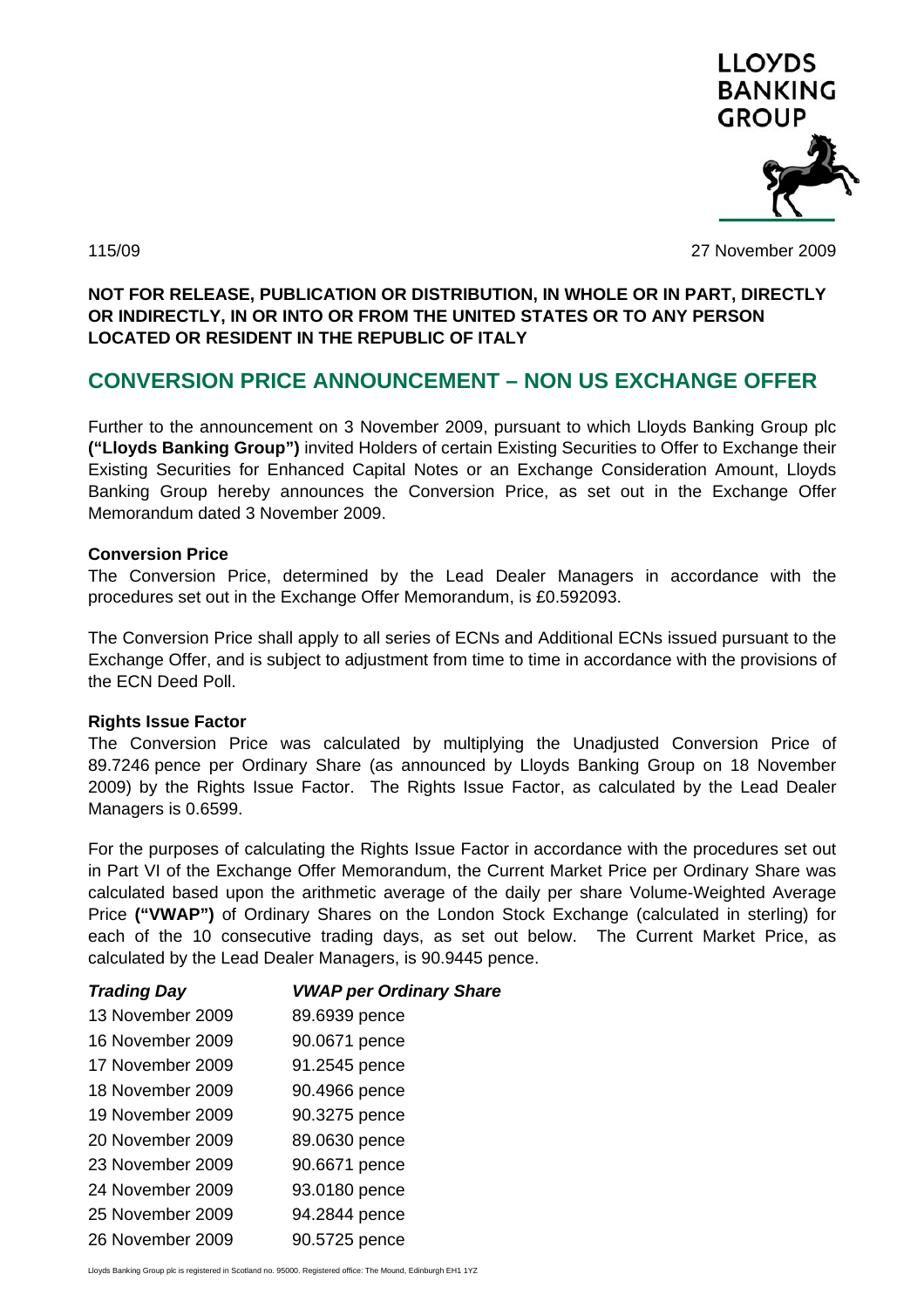LLOYDS BANKING GROUP

115/09

27 November 2009

**NOT FOR RELEASE, PUBLICATION OR DISTRIBUTION, IN WHOLE OR IN PART, DIRECTLY OR INDIRECTLY, IN OR INTO OR FROM THE UNITED STATES OR TO ANY PERSON LOCATED OR RESIDENT IN THE REPUBLIC OF ITALY**

# CONVERSION PRICE ANNOUNCEMENT – NON US EXCHANGE OFFER

Further to the announcement on 3 November 2009, pursuant to which Lloyds Banking Group plc **("Lloyds Banking Group")** invited Holders of certain Existing Securities to Offer to Exchange their Existing Securities for Enhanced Capital Notes or an Exchange Consideration Amount, Lloyds Banking Group hereby announces the Conversion Price, as set out in the Exchange Offer Memorandum dated 3 November 2009.

**Conversion Price**

The Conversion Price, determined by the Lead Dealer Managers in accordance with the procedures set out in the Exchange Offer Memorandum, is £0.592093.

The Conversion Price shall apply to all series of ECNs and Additional ECNs issued pursuant to the Exchange Offer, and is subject to adjustment from time to time in accordance with the provisions of the ECN Deed Poll.

**Rights Issue Factor**

The Conversion Price was calculated by multiplying the Unadjusted Conversion Price of 89.7246 pence per Ordinary Share (as announced by Lloyds Banking Group on 18 November 2009) by the Rights Issue Factor. The Rights Issue Factor, as calculated by the Lead Dealer Managers is 0.6599.

For the purposes of calculating the Rights Issue Factor in accordance with the procedures set out in Part VI of the Exchange Offer Memorandum, the Current Market Price per Ordinary Share was calculated based upon the arithmetic average of the daily per share Volume-Weighted Average Price **("VWAP")** of Ordinary Shares on the London Stock Exchange (calculated in sterling) for each of the 10 consecutive trading days, as set out below. The Current Market Price, as calculated by the Lead Dealer Managers, is 90.9445 pence.

| ***Trading Day*** | ***VWAP per Ordinary Share*** |
|---|---|
| 13 November 2009 | 89.6939 pence |
| 16 November 2009 | 90.0671 pence |
| 17 November 2009 | 91.2545 pence |
| 18 November 2009 | 90.4966 pence |
| 19 November 2009 | 90.3275 pence |
| 20 November 2009 | 89.0630 pence |
| 23 November 2009 | 90.6671 pence |
| 24 November 2009 | 93.0180 pence |
| 25 November 2009 | 94.2844 pence |
| 26 November 2009 | 90.5725 pence |

Lloyds Banking Group plc is registered in Scotland no. 95000. Registered office: The Mound, Edinburgh EH1 1YZ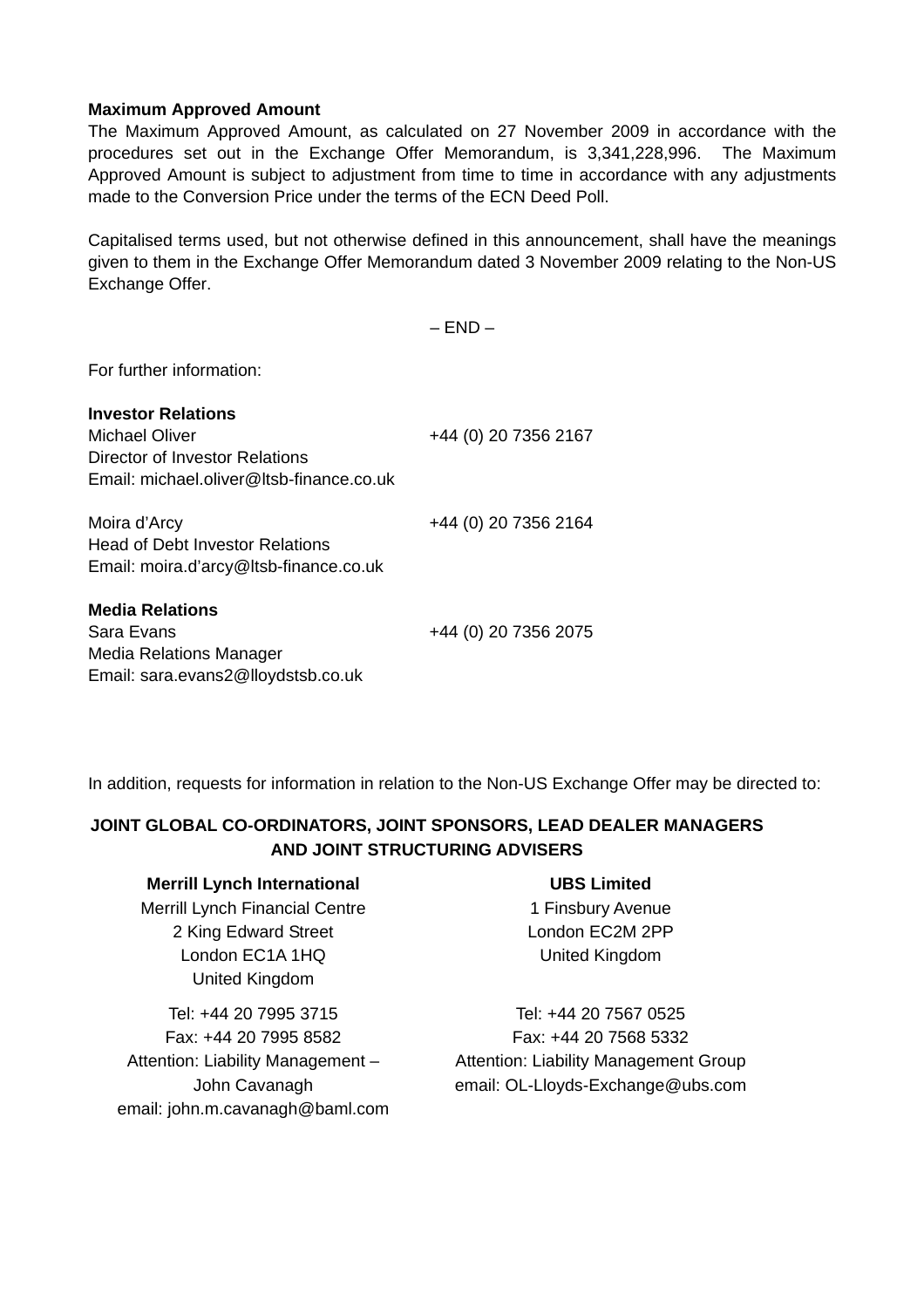**Maximum Approved Amount**

The Maximum Approved Amount, as calculated on 27 November 2009 in accordance with the procedures set out in the Exchange Offer Memorandum, is 3,341,228,996. The Maximum Approved Amount is subject to adjustment from time to time in accordance with any adjustments made to the Conversion Price under the terms of the ECN Deed Poll.

Capitalised terms used, but not otherwise defined in this announcement, shall have the meanings given to them in the Exchange Offer Memorandum dated 3 November 2009 relating to the Non-US Exchange Offer.

– END –

For further information:

**Investor Relations**

Michael Oliver — +44 (0) 20 7356 2167
Director of Investor Relations
Email: michael.oliver@ltsb-finance.co.uk

Moira d'Arcy — +44 (0) 20 7356 2164
Head of Debt Investor Relations
Email: moira.d'arcy@ltsb-finance.co.uk

**Media Relations**

Sara Evans — +44 (0) 20 7356 2075
Media Relations Manager
Email: sara.evans2@lloydstsb.co.uk

In addition, requests for information in relation to the Non-US Exchange Offer may be directed to:

**JOINT GLOBAL CO-ORDINATORS, JOINT SPONSORS, LEAD DEALER MANAGERS AND JOINT STRUCTURING ADVISERS**

**Merrill Lynch International**
Merrill Lynch Financial Centre
2 King Edward Street
London EC1A 1HQ
United Kingdom

Tel: +44 20 7995 3715
Fax: +44 20 7995 8582
Attention: Liability Management – John Cavanagh
email: john.m.cavanagh@baml.com

**UBS Limited**
1 Finsbury Avenue
London EC2M 2PP
United Kingdom

Tel: +44 20 7567 0525
Fax: +44 20 7568 5332
Attention: Liability Management Group
email: OL-Lloyds-Exchange@ubs.com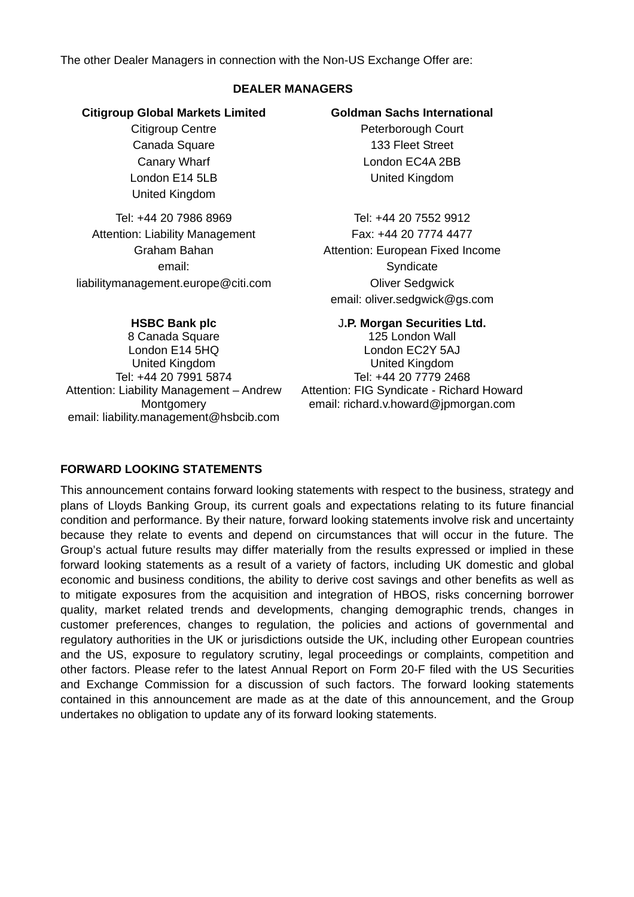The other Dealer Managers in connection with the Non-US Exchange Offer are:

**DEALER MANAGERS**

**Citigroup Global Markets Limited**
Citigroup Centre
Canada Square
Canary Wharf
London E14 5LB
United Kingdom

Tel: +44 20 7986 8969
Attention: Liability Management
Graham Bahan
email: liabilitymanagement.europe@citi.com

**Goldman Sachs International**
Peterborough Court
133 Fleet Street
London EC4A 2BB
United Kingdom

Tel: +44 20 7552 9912
Fax: +44 20 7774 4477
Attention: European Fixed Income Syndicate
Oliver Sedgwick
email: oliver.sedgwick@gs.com

**HSBC Bank plc**
8 Canada Square
London E14 5HQ
United Kingdom
Tel: +44 20 7991 5874
Attention: Liability Management – Andrew Montgomery
email: liability.management@hsbcib.com

**J.P. Morgan Securities Ltd.**
125 London Wall
London EC2Y 5AJ
United Kingdom
Tel: +44 20 7779 2468
Attention: FIG Syndicate - Richard Howard
email: richard.v.howard@jpmorgan.com

**FORWARD LOOKING STATEMENTS**

This announcement contains forward looking statements with respect to the business, strategy and plans of Lloyds Banking Group, its current goals and expectations relating to its future financial condition and performance. By their nature, forward looking statements involve risk and uncertainty because they relate to events and depend on circumstances that will occur in the future. The Group's actual future results may differ materially from the results expressed or implied in these forward looking statements as a result of a variety of factors, including UK domestic and global economic and business conditions, the ability to derive cost savings and other benefits as well as to mitigate exposures from the acquisition and integration of HBOS, risks concerning borrower quality, market related trends and developments, changing demographic trends, changes in customer preferences, changes to regulation, the policies and actions of governmental and regulatory authorities in the UK or jurisdictions outside the UK, including other European countries and the US, exposure to regulatory scrutiny, legal proceedings or complaints, competition and other factors. Please refer to the latest Annual Report on Form 20-F filed with the US Securities and Exchange Commission for a discussion of such factors. The forward looking statements contained in this announcement are made as at the date of this announcement, and the Group undertakes no obligation to update any of its forward looking statements.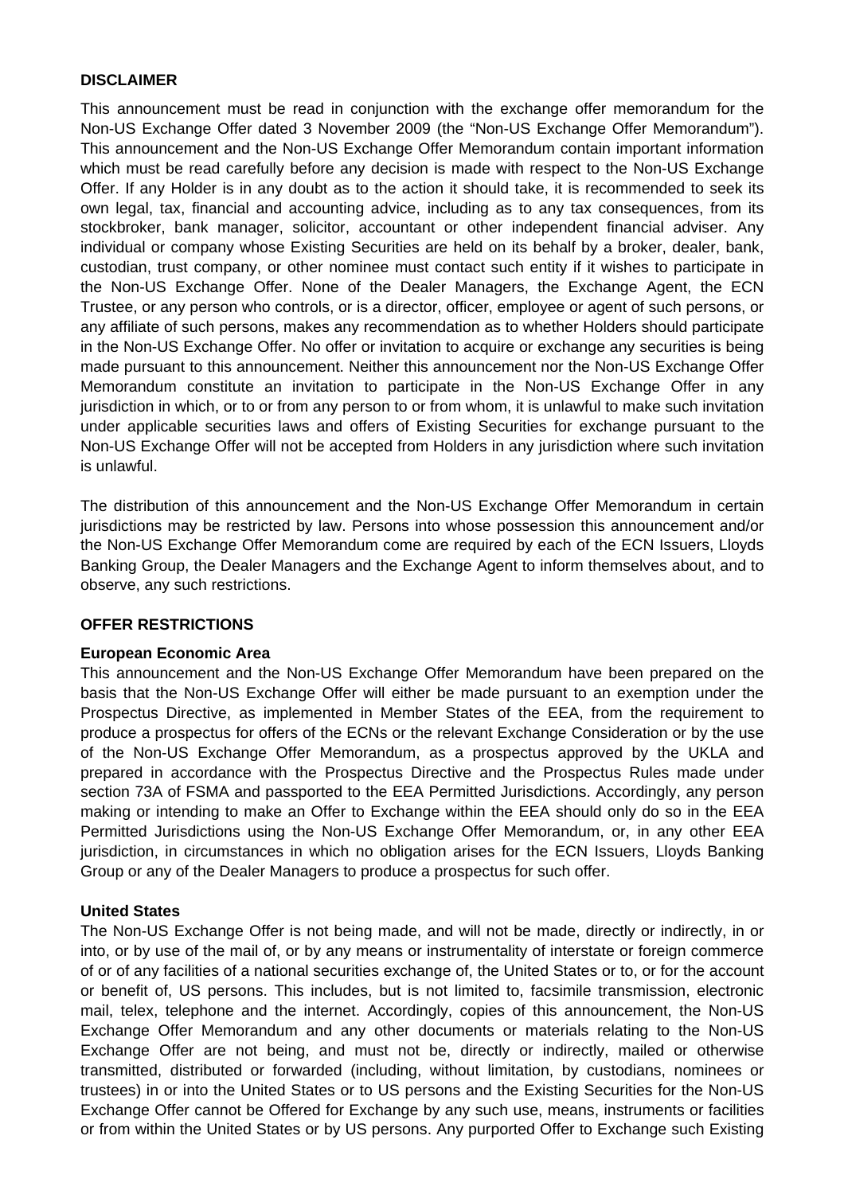**DISCLAIMER**

This announcement must be read in conjunction with the exchange offer memorandum for the Non-US Exchange Offer dated 3 November 2009 (the "Non-US Exchange Offer Memorandum"). This announcement and the Non-US Exchange Offer Memorandum contain important information which must be read carefully before any decision is made with respect to the Non-US Exchange Offer. If any Holder is in any doubt as to the action it should take, it is recommended to seek its own legal, tax, financial and accounting advice, including as to any tax consequences, from its stockbroker, bank manager, solicitor, accountant or other independent financial adviser. Any individual or company whose Existing Securities are held on its behalf by a broker, dealer, bank, custodian, trust company, or other nominee must contact such entity if it wishes to participate in the Non-US Exchange Offer. None of the Dealer Managers, the Exchange Agent, the ECN Trustee, or any person who controls, or is a director, officer, employee or agent of such persons, or any affiliate of such persons, makes any recommendation as to whether Holders should participate in the Non-US Exchange Offer. No offer or invitation to acquire or exchange any securities is being made pursuant to this announcement. Neither this announcement nor the Non-US Exchange Offer Memorandum constitute an invitation to participate in the Non-US Exchange Offer in any jurisdiction in which, or to or from any person to or from whom, it is unlawful to make such invitation under applicable securities laws and offers of Existing Securities for exchange pursuant to the Non-US Exchange Offer will not be accepted from Holders in any jurisdiction where such invitation is unlawful.

The distribution of this announcement and the Non-US Exchange Offer Memorandum in certain jurisdictions may be restricted by law. Persons into whose possession this announcement and/or the Non-US Exchange Offer Memorandum come are required by each of the ECN Issuers, Lloyds Banking Group, the Dealer Managers and the Exchange Agent to inform themselves about, and to observe, any such restrictions.

**OFFER RESTRICTIONS**

**European Economic Area**

This announcement and the Non-US Exchange Offer Memorandum have been prepared on the basis that the Non-US Exchange Offer will either be made pursuant to an exemption under the Prospectus Directive, as implemented in Member States of the EEA, from the requirement to produce a prospectus for offers of the ECNs or the relevant Exchange Consideration or by the use of the Non-US Exchange Offer Memorandum, as a prospectus approved by the UKLA and prepared in accordance with the Prospectus Directive and the Prospectus Rules made under section 73A of FSMA and passported to the EEA Permitted Jurisdictions. Accordingly, any person making or intending to make an Offer to Exchange within the EEA should only do so in the EEA Permitted Jurisdictions using the Non-US Exchange Offer Memorandum, or, in any other EEA jurisdiction, in circumstances in which no obligation arises for the ECN Issuers, Lloyds Banking Group or any of the Dealer Managers to produce a prospectus for such offer.

**United States**

The Non-US Exchange Offer is not being made, and will not be made, directly or indirectly, in or into, or by use of the mail of, or by any means or instrumentality of interstate or foreign commerce of or of any facilities of a national securities exchange of, the United States or to, or for the account or benefit of, US persons. This includes, but is not limited to, facsimile transmission, electronic mail, telex, telephone and the internet. Accordingly, copies of this announcement, the Non-US Exchange Offer Memorandum and any other documents or materials relating to the Non-US Exchange Offer are not being, and must not be, directly or indirectly, mailed or otherwise transmitted, distributed or forwarded (including, without limitation, by custodians, nominees or trustees) in or into the United States or to US persons and the Existing Securities for the Non-US Exchange Offer cannot be Offered for Exchange by any such use, means, instruments or facilities or from within the United States or by US persons. Any purported Offer to Exchange such Existing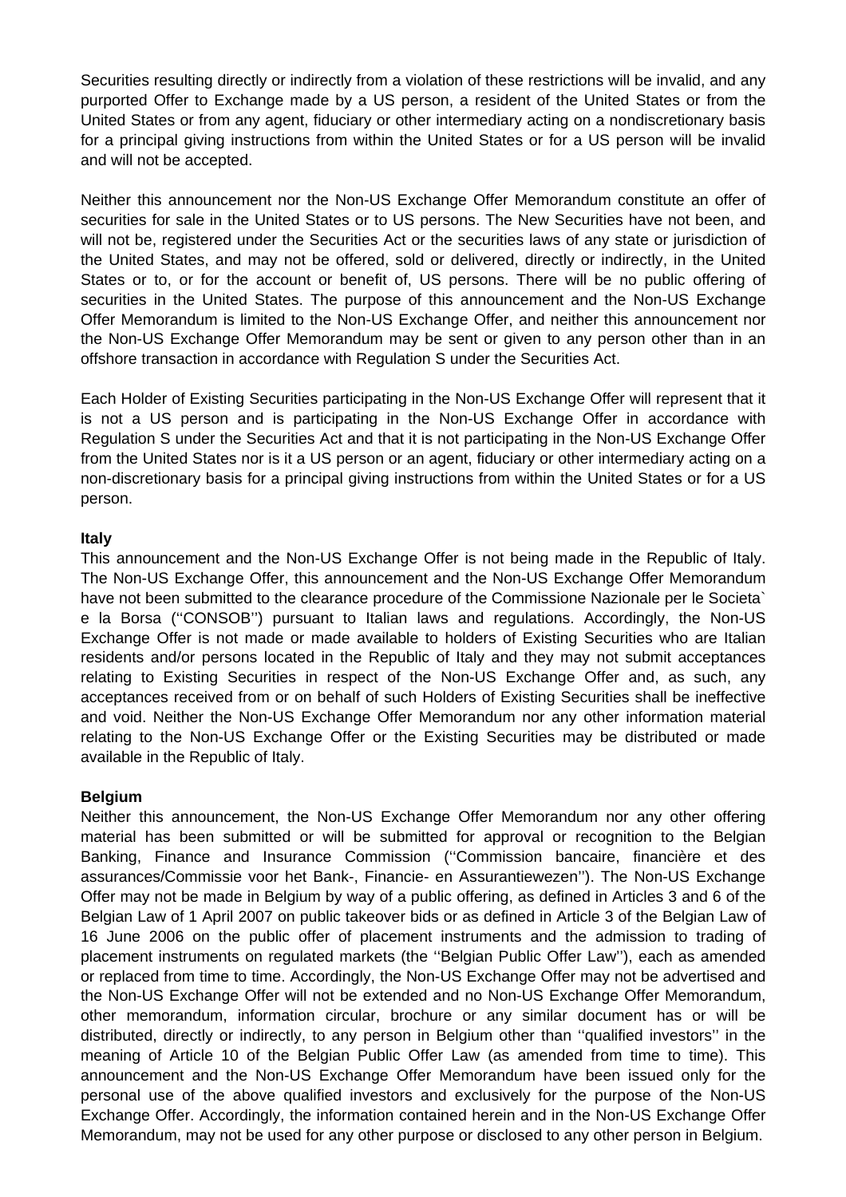Securities resulting directly or indirectly from a violation of these restrictions will be invalid, and any purported Offer to Exchange made by a US person, a resident of the United States or from the United States or from any agent, fiduciary or other intermediary acting on a nondiscretionary basis for a principal giving instructions from within the United States or for a US person will be invalid and will not be accepted.

Neither this announcement nor the Non-US Exchange Offer Memorandum constitute an offer of securities for sale in the United States or to US persons. The New Securities have not been, and will not be, registered under the Securities Act or the securities laws of any state or jurisdiction of the United States, and may not be offered, sold or delivered, directly or indirectly, in the United States or to, or for the account or benefit of, US persons. There will be no public offering of securities in the United States. The purpose of this announcement and the Non-US Exchange Offer Memorandum is limited to the Non-US Exchange Offer, and neither this announcement nor the Non-US Exchange Offer Memorandum may be sent or given to any person other than in an offshore transaction in accordance with Regulation S under the Securities Act.

Each Holder of Existing Securities participating in the Non-US Exchange Offer will represent that it is not a US person and is participating in the Non-US Exchange Offer in accordance with Regulation S under the Securities Act and that it is not participating in the Non-US Exchange Offer from the United States nor is it a US person or an agent, fiduciary or other intermediary acting on a non-discretionary basis for a principal giving instructions from within the United States or for a US person.

**Italy**

This announcement and the Non-US Exchange Offer is not being made in the Republic of Italy. The Non-US Exchange Offer, this announcement and the Non-US Exchange Offer Memorandum have not been submitted to the clearance procedure of the Commissione Nazionale per le Societa` e la Borsa (''CONSOB'') pursuant to Italian laws and regulations. Accordingly, the Non-US Exchange Offer is not made or made available to holders of Existing Securities who are Italian residents and/or persons located in the Republic of Italy and they may not submit acceptances relating to Existing Securities in respect of the Non-US Exchange Offer and, as such, any acceptances received from or on behalf of such Holders of Existing Securities shall be ineffective and void. Neither the Non-US Exchange Offer Memorandum nor any other information material relating to the Non-US Exchange Offer or the Existing Securities may be distributed or made available in the Republic of Italy.

**Belgium**

Neither this announcement, the Non-US Exchange Offer Memorandum nor any other offering material has been submitted or will be submitted for approval or recognition to the Belgian Banking, Finance and Insurance Commission (''Commission bancaire, financière et des assurances/Commissie voor het Bank-, Financie- en Assurantiewezen''). The Non-US Exchange Offer may not be made in Belgium by way of a public offering, as defined in Articles 3 and 6 of the Belgian Law of 1 April 2007 on public takeover bids or as defined in Article 3 of the Belgian Law of 16 June 2006 on the public offer of placement instruments and the admission to trading of placement instruments on regulated markets (the ''Belgian Public Offer Law''), each as amended or replaced from time to time. Accordingly, the Non-US Exchange Offer may not be advertised and the Non-US Exchange Offer will not be extended and no Non-US Exchange Offer Memorandum, other memorandum, information circular, brochure or any similar document has or will be distributed, directly or indirectly, to any person in Belgium other than ''qualified investors'' in the meaning of Article 10 of the Belgian Public Offer Law (as amended from time to time). This announcement and the Non-US Exchange Offer Memorandum have been issued only for the personal use of the above qualified investors and exclusively for the purpose of the Non-US Exchange Offer. Accordingly, the information contained herein and in the Non-US Exchange Offer Memorandum, may not be used for any other purpose or disclosed to any other person in Belgium.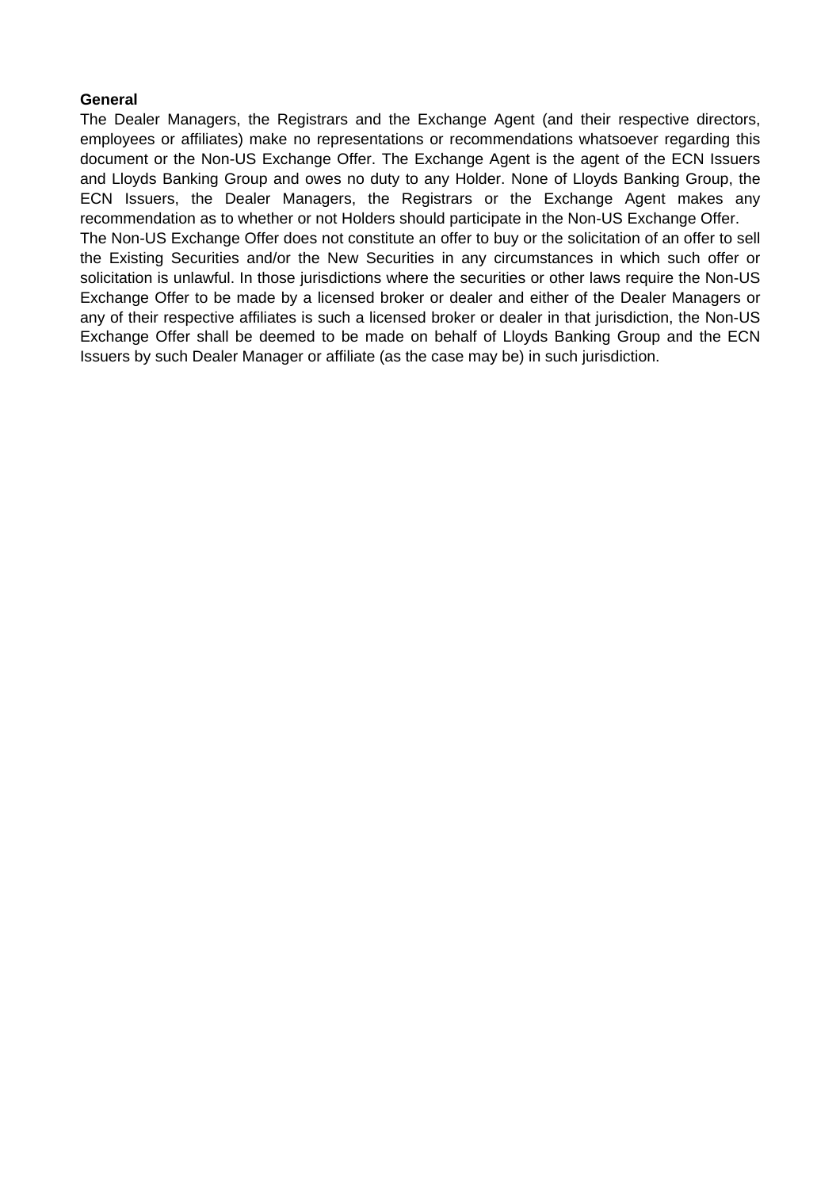**General**

The Dealer Managers, the Registrars and the Exchange Agent (and their respective directors, employees or affiliates) make no representations or recommendations whatsoever regarding this document or the Non-US Exchange Offer. The Exchange Agent is the agent of the ECN Issuers and Lloyds Banking Group and owes no duty to any Holder. None of Lloyds Banking Group, the ECN Issuers, the Dealer Managers, the Registrars or the Exchange Agent makes any recommendation as to whether or not Holders should participate in the Non-US Exchange Offer.

The Non-US Exchange Offer does not constitute an offer to buy or the solicitation of an offer to sell the Existing Securities and/or the New Securities in any circumstances in which such offer or solicitation is unlawful. In those jurisdictions where the securities or other laws require the Non-US Exchange Offer to be made by a licensed broker or dealer and either of the Dealer Managers or any of their respective affiliates is such a licensed broker or dealer in that jurisdiction, the Non-US Exchange Offer shall be deemed to be made on behalf of Lloyds Banking Group and the ECN Issuers by such Dealer Manager or affiliate (as the case may be) in such jurisdiction.